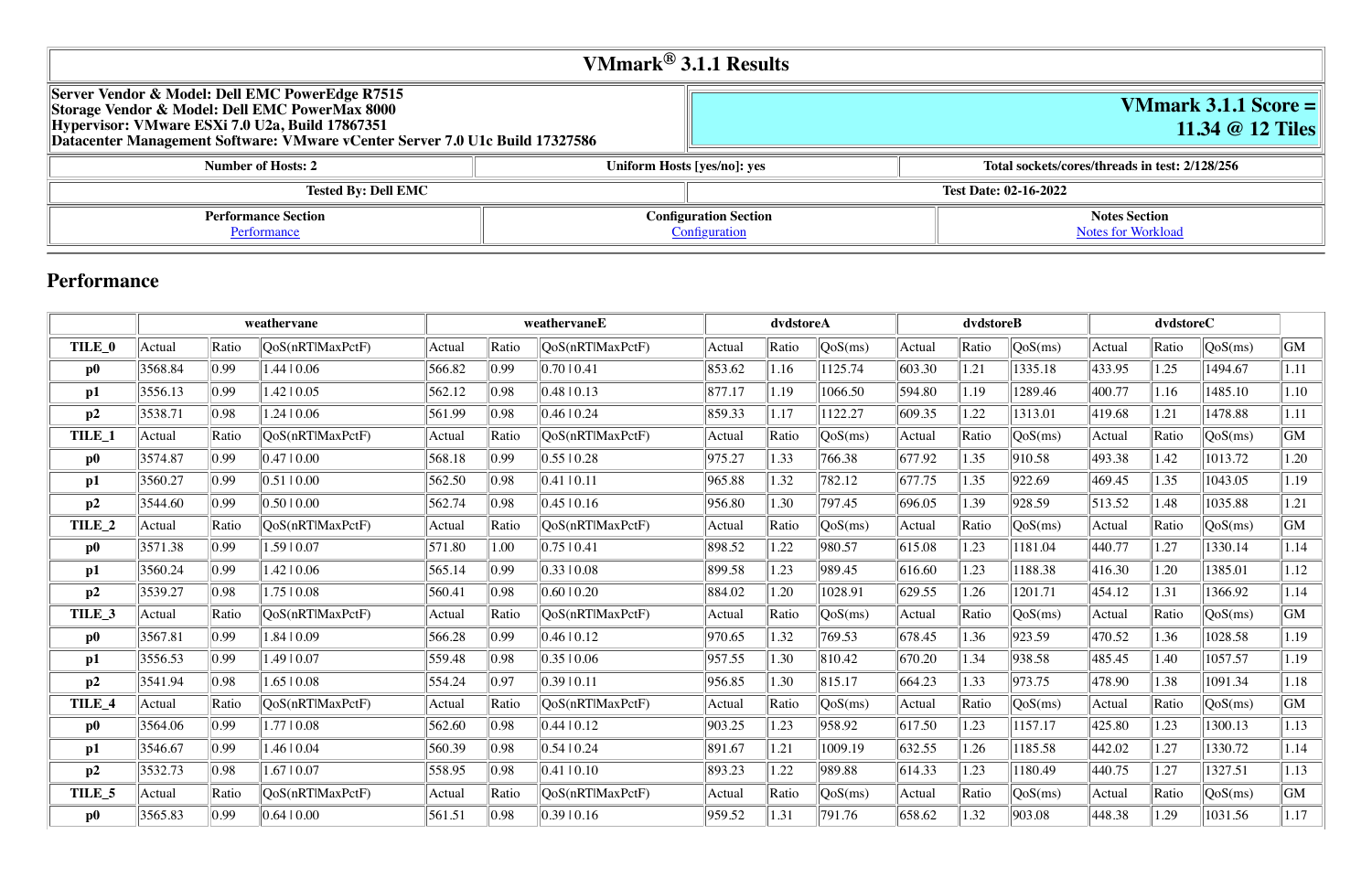# VMmark® 3.1.1 Results

| | |
|---|---|
| **Server Vendor & Model: Dell EMC PowerEdge R7515**<br>**Storage Vendor & Model: Dell EMC PowerMax 8000**<br>**Hypervisor: VMware ESXi 7.0 U2a, Build 17867351**<br>**Datacenter Management Software: VMware vCenter Server 7.0 U1c Build 17327586** | **VMmark 3.1.1 Score = 11.34 @ 12 Tiles** |

| Number of Hosts: 2 | Uniform Hosts [yes/no]: yes | Total sockets/cores/threads in test: 2/128/256 |
|---|---|---|

| Tested By: Dell EMC | Test Date: 02-16-2022 |
|---|---|

| Performance Section | Configuration Section | Notes Section |
|---|---|---|
| [Performance](#performance) | [Configuration](#configuration) | [Notes for Workload](#notes-for-workload) |

## Performance

| | weathervane | | | weathervaneE | | | dvdstoreA | | | dvdstoreB | | | dvdstoreC | | | |
|---|---|---|---|---|---|---|---|---|---|---|---|---|---|---|---|---|
| **TILE_0** | Actual | Ratio | QoS(nRT\|MaxPctF) | Actual | Ratio | QoS(nRT\|MaxPctF) | Actual | Ratio | QoS(ms) | Actual | Ratio | QoS(ms) | Actual | Ratio | QoS(ms) | GM |
| **p0** | 3568.84 | 0.99 | 1.44 \| 0.06 | 566.82 | 0.99 | 0.70 \| 0.41 | 853.62 | 1.16 | 1125.74 | 603.30 | 1.21 | 1335.18 | 433.95 | 1.25 | 1494.67 | 1.11 |
| **p1** | 3556.13 | 0.99 | 1.42 \| 0.05 | 562.12 | 0.98 | 0.48 \| 0.13 | 877.17 | 1.19 | 1066.50 | 594.80 | 1.19 | 1289.46 | 400.77 | 1.16 | 1485.10 | 1.10 |
| **p2** | 3538.71 | 0.98 | 1.24 \| 0.06 | 561.99 | 0.98 | 0.46 \| 0.24 | 859.33 | 1.17 | 1122.27 | 609.35 | 1.22 | 1313.01 | 419.68 | 1.21 | 1478.88 | 1.11 |
| **TILE_1** | Actual | Ratio | QoS(nRT\|MaxPctF) | Actual | Ratio | QoS(nRT\|MaxPctF) | Actual | Ratio | QoS(ms) | Actual | Ratio | QoS(ms) | Actual | Ratio | QoS(ms) | GM |
| **p0** | 3574.87 | 0.99 | 0.47 \| 0.00 | 568.18 | 0.99 | 0.55 \| 0.28 | 975.27 | 1.33 | 766.38 | 677.92 | 1.35 | 910.58 | 493.38 | 1.42 | 1013.72 | 1.20 |
| **p1** | 3560.27 | 0.99 | 0.51 \| 0.00 | 562.50 | 0.98 | 0.41 \| 0.11 | 965.88 | 1.32 | 782.12 | 677.75 | 1.35 | 922.69 | 469.45 | 1.35 | 1043.05 | 1.19 |
| **p2** | 3544.60 | 0.99 | 0.50 \| 0.00 | 562.74 | 0.98 | 0.45 \| 0.16 | 956.80 | 1.30 | 797.45 | 696.05 | 1.39 | 928.59 | 513.52 | 1.48 | 1035.88 | 1.21 |
| **TILE_2** | Actual | Ratio | QoS(nRT\|MaxPctF) | Actual | Ratio | QoS(nRT\|MaxPctF) | Actual | Ratio | QoS(ms) | Actual | Ratio | QoS(ms) | Actual | Ratio | QoS(ms) | GM |
| **p0** | 3571.38 | 0.99 | 1.59 \| 0.07 | 571.80 | 1.00 | 0.75 \| 0.41 | 898.52 | 1.22 | 980.57 | 615.08 | 1.23 | 1181.04 | 440.77 | 1.27 | 1330.14 | 1.14 |
| **p1** | 3560.24 | 0.99 | 1.42 \| 0.06 | 565.14 | 0.99 | 0.33 \| 0.08 | 899.58 | 1.23 | 989.45 | 616.60 | 1.23 | 1188.38 | 416.30 | 1.20 | 1385.01 | 1.12 |
| **p2** | 3539.27 | 0.98 | 1.75 \| 0.08 | 560.41 | 0.98 | 0.60 \| 0.20 | 884.02 | 1.20 | 1028.91 | 629.55 | 1.26 | 1201.71 | 454.12 | 1.31 | 1366.92 | 1.14 |
| **TILE_3** | Actual | Ratio | QoS(nRT\|MaxPctF) | Actual | Ratio | QoS(nRT\|MaxPctF) | Actual | Ratio | QoS(ms) | Actual | Ratio | QoS(ms) | Actual | Ratio | QoS(ms) | GM |
| **p0** | 3567.81 | 0.99 | 1.84 \| 0.09 | 566.28 | 0.99 | 0.46 \| 0.12 | 970.65 | 1.32 | 769.53 | 678.45 | 1.36 | 923.59 | 470.52 | 1.36 | 1028.58 | 1.19 |
| **p1** | 3556.53 | 0.99 | 1.49 \| 0.07 | 559.48 | 0.98 | 0.35 \| 0.06 | 957.55 | 1.30 | 810.42 | 670.20 | 1.34 | 938.58 | 485.45 | 1.40 | 1057.57 | 1.19 |
| **p2** | 3541.94 | 0.98 | 1.65 \| 0.08 | 554.24 | 0.97 | 0.39 \| 0.11 | 956.85 | 1.30 | 815.17 | 664.23 | 1.33 | 973.75 | 478.90 | 1.38 | 1091.34 | 1.18 |
| **TILE_4** | Actual | Ratio | QoS(nRT\|MaxPctF) | Actual | Ratio | QoS(nRT\|MaxPctF) | Actual | Ratio | QoS(ms) | Actual | Ratio | QoS(ms) | Actual | Ratio | QoS(ms) | GM |
| **p0** | 3564.06 | 0.99 | 1.77 \| 0.08 | 562.60 | 0.98 | 0.44 \| 0.12 | 903.25 | 1.23 | 958.92 | 617.50 | 1.23 | 1157.17 | 425.80 | 1.23 | 1300.13 | 1.13 |
| **p1** | 3546.67 | 0.99 | 1.46 \| 0.04 | 560.39 | 0.98 | 0.54 \| 0.24 | 891.67 | 1.21 | 1009.19 | 632.55 | 1.26 | 1185.58 | 442.02 | 1.27 | 1330.72 | 1.14 |
| **p2** | 3532.73 | 0.98 | 1.67 \| 0.07 | 558.95 | 0.98 | 0.41 \| 0.10 | 893.23 | 1.22 | 989.88 | 614.33 | 1.23 | 1180.49 | 440.75 | 1.27 | 1327.51 | 1.13 |
| **TILE_5** | Actual | Ratio | QoS(nRT\|MaxPctF) | Actual | Ratio | QoS(nRT\|MaxPctF) | Actual | Ratio | QoS(ms) | Actual | Ratio | QoS(ms) | Actual | Ratio | QoS(ms) | GM |
| **p0** | 3565.83 | 0.99 | 0.64 \| 0.00 | 561.51 | 0.98 | 0.39 \| 0.16 | 959.52 | 1.31 | 791.76 | 658.62 | 1.32 | 903.08 | 448.38 | 1.29 | 1031.56 | 1.17 |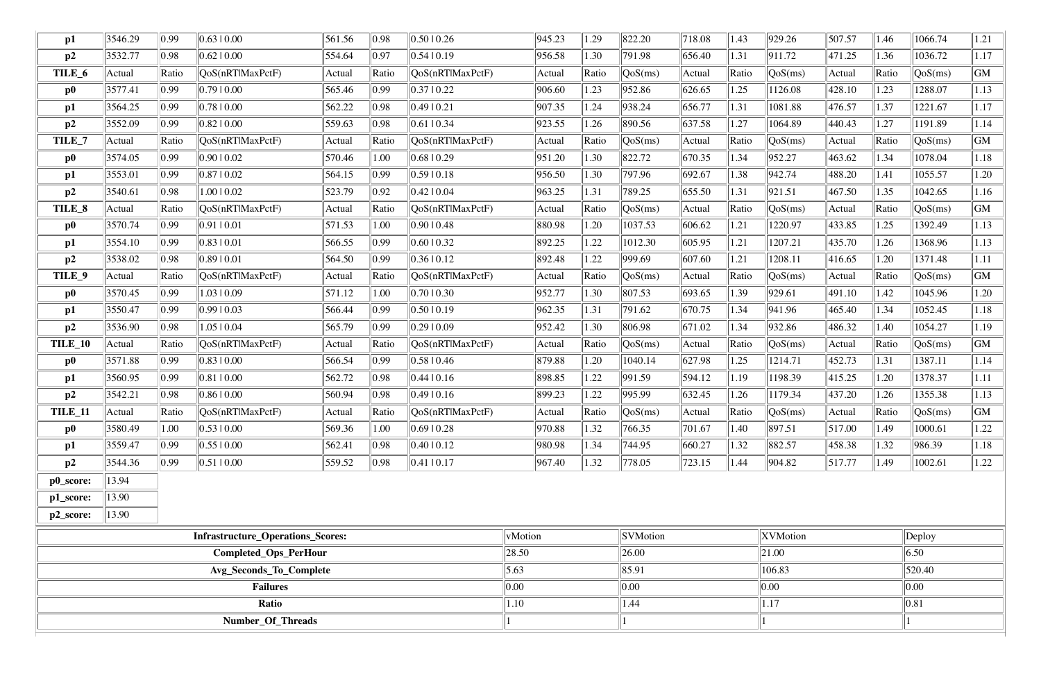| p1 | 3546.29 | 0.99 | 0.63 \| 0.00 | 561.56 | 0.98 | 0.50 \| 0.26 | 945.23 | 1.29 | 822.20 | 718.08 | 1.43 | 929.26 | 507.57 | 1.46 | 1066.74 | 1.21 |
|---|---|---|---|---|---|---|---|---|---|---|---|---|---|---|---|---|
| p2 | 3532.77 | 0.98 | 0.62 \| 0.00 | 554.64 | 0.97 | 0.54 \| 0.19 | 956.58 | 1.30 | 791.98 | 656.40 | 1.31 | 911.72 | 471.25 | 1.36 | 1036.72 | 1.17 |
| **TILE_6** | Actual | Ratio | QoS(nRT\|MaxPctF) | Actual | Ratio | QoS(nRT\|MaxPctF) | Actual | Ratio | QoS(ms) | Actual | Ratio | QoS(ms) | Actual | Ratio | QoS(ms) | GM |
| **p0** | 3577.41 | 0.99 | 0.79 \| 0.00 | 565.46 | 0.99 | 0.37 \| 0.22 | 906.60 | 1.23 | 952.86 | 626.65 | 1.25 | 1126.08 | 428.10 | 1.23 | 1288.07 | 1.13 |
| **p1** | 3564.25 | 0.99 | 0.78 \| 0.00 | 562.22 | 0.98 | 0.49 \| 0.21 | 907.35 | 1.24 | 938.24 | 656.77 | 1.31 | 1081.88 | 476.57 | 1.37 | 1221.67 | 1.17 |
| **p2** | 3552.09 | 0.99 | 0.82 \| 0.00 | 559.63 | 0.98 | 0.61 \| 0.34 | 923.55 | 1.26 | 890.56 | 637.58 | 1.27 | 1064.89 | 440.43 | 1.27 | 1191.89 | 1.14 |
| **TILE_7** | Actual | Ratio | QoS(nRT\|MaxPctF) | Actual | Ratio | QoS(nRT\|MaxPctF) | Actual | Ratio | QoS(ms) | Actual | Ratio | QoS(ms) | Actual | Ratio | QoS(ms) | GM |
| **p0** | 3574.05 | 0.99 | 0.90 \| 0.02 | 570.46 | 1.00 | 0.68 \| 0.29 | 951.20 | 1.30 | 822.72 | 670.35 | 1.34 | 952.27 | 463.62 | 1.34 | 1078.04 | 1.18 |
| **p1** | 3553.01 | 0.99 | 0.87 \| 0.02 | 564.15 | 0.99 | 0.59 \| 0.18 | 956.50 | 1.30 | 797.96 | 692.67 | 1.38 | 942.74 | 488.20 | 1.41 | 1055.57 | 1.20 |
| **p2** | 3540.61 | 0.98 | 1.00 \| 0.02 | 523.79 | 0.92 | 0.42 \| 0.04 | 963.25 | 1.31 | 789.25 | 655.50 | 1.31 | 921.51 | 467.50 | 1.35 | 1042.65 | 1.16 |
| **TILE_8** | Actual | Ratio | QoS(nRT\|MaxPctF) | Actual | Ratio | QoS(nRT\|MaxPctF) | Actual | Ratio | QoS(ms) | Actual | Ratio | QoS(ms) | Actual | Ratio | QoS(ms) | GM |
| **p0** | 3570.74 | 0.99 | 0.91 \| 0.01 | 571.53 | 1.00 | 0.90 \| 0.48 | 880.98 | 1.20 | 1037.53 | 606.62 | 1.21 | 1220.97 | 433.85 | 1.25 | 1392.49 | 1.13 |
| **p1** | 3554.10 | 0.99 | 0.83 \| 0.01 | 566.55 | 0.99 | 0.60 \| 0.32 | 892.25 | 1.22 | 1012.30 | 605.95 | 1.21 | 1207.21 | 435.70 | 1.26 | 1368.96 | 1.13 |
| **p2** | 3538.02 | 0.98 | 0.89 \| 0.01 | 564.50 | 0.99 | 0.36 \| 0.12 | 892.48 | 1.22 | 999.69 | 607.60 | 1.21 | 1208.11 | 416.65 | 1.20 | 1371.48 | 1.11 |
| **TILE_9** | Actual | Ratio | QoS(nRT\|MaxPctF) | Actual | Ratio | QoS(nRT\|MaxPctF) | Actual | Ratio | QoS(ms) | Actual | Ratio | QoS(ms) | Actual | Ratio | QoS(ms) | GM |
| **p0** | 3570.45 | 0.99 | 1.03 \| 0.09 | 571.12 | 1.00 | 0.70 \| 0.30 | 952.77 | 1.30 | 807.53 | 693.65 | 1.39 | 929.61 | 491.10 | 1.42 | 1045.96 | 1.20 |
| **p1** | 3550.47 | 0.99 | 0.99 \| 0.03 | 566.44 | 0.99 | 0.50 \| 0.19 | 962.35 | 1.31 | 791.62 | 670.75 | 1.34 | 941.96 | 465.40 | 1.34 | 1052.45 | 1.18 |
| **p2** | 3536.90 | 0.98 | 1.05 \| 0.04 | 565.79 | 0.99 | 0.29 \| 0.09 | 952.42 | 1.30 | 806.98 | 671.02 | 1.34 | 932.86 | 486.32 | 1.40 | 1054.27 | 1.19 |
| **TILE_10** | Actual | Ratio | QoS(nRT\|MaxPctF) | Actual | Ratio | QoS(nRT\|MaxPctF) | Actual | Ratio | QoS(ms) | Actual | Ratio | QoS(ms) | Actual | Ratio | QoS(ms) | GM |
| **p0** | 3571.88 | 0.99 | 0.83 \| 0.00 | 566.54 | 0.99 | 0.58 \| 0.46 | 879.88 | 1.20 | 1040.14 | 627.98 | 1.25 | 1214.71 | 452.73 | 1.31 | 1387.11 | 1.14 |
| **p1** | 3560.95 | 0.99 | 0.81 \| 0.00 | 562.72 | 0.98 | 0.44 \| 0.16 | 898.85 | 1.22 | 991.59 | 594.12 | 1.19 | 1198.39 | 415.25 | 1.20 | 1378.37 | 1.11 |
| **p2** | 3542.21 | 0.98 | 0.86 \| 0.00 | 560.94 | 0.98 | 0.49 \| 0.16 | 899.23 | 1.22 | 995.99 | 632.45 | 1.26 | 1179.34 | 437.20 | 1.26 | 1355.38 | 1.13 |
| **TILE_11** | Actual | Ratio | QoS(nRT\|MaxPctF) | Actual | Ratio | QoS(nRT\|MaxPctF) | Actual | Ratio | QoS(ms) | Actual | Ratio | QoS(ms) | Actual | Ratio | QoS(ms) | GM |
| **p0** | 3580.49 | 1.00 | 0.53 \| 0.00 | 569.36 | 1.00 | 0.69 \| 0.28 | 970.88 | 1.32 | 766.35 | 701.67 | 1.40 | 897.51 | 517.00 | 1.49 | 1000.61 | 1.22 |
| **p1** | 3559.47 | 0.99 | 0.55 \| 0.00 | 562.41 | 0.98 | 0.40 \| 0.12 | 980.98 | 1.34 | 744.95 | 660.27 | 1.32 | 882.57 | 458.38 | 1.32 | 986.39 | 1.18 |
| **p2** | 3544.36 | 0.99 | 0.51 \| 0.00 | 559.52 | 0.98 | 0.41 \| 0.17 | 967.40 | 1.32 | 778.05 | 723.15 | 1.44 | 904.82 | 517.77 | 1.49 | 1002.61 | 1.22 |

| **p0_score:** | 13.94 |
|---|---|
| **p1_score:** | 13.90 |
| **p2_score:** | 13.90 |

| **Infrastructure_Operations_Scores:** | vMotion | SVMotion | XVMotion | Deploy |
|---|---|---|---|---|
| **Completed_Ops_PerHour** | 28.50 | 26.00 | 21.00 | 6.50 |
| **Avg_Seconds_To_Complete** | 5.63 | 85.91 | 106.83 | 520.40 |
| **Failures** | 0.00 | 0.00 | 0.00 | 0.00 |
| **Ratio** | 1.10 | 1.44 | 1.17 | 0.81 |
| **Number_Of_Threads** | 1 | 1 | 1 | 1 |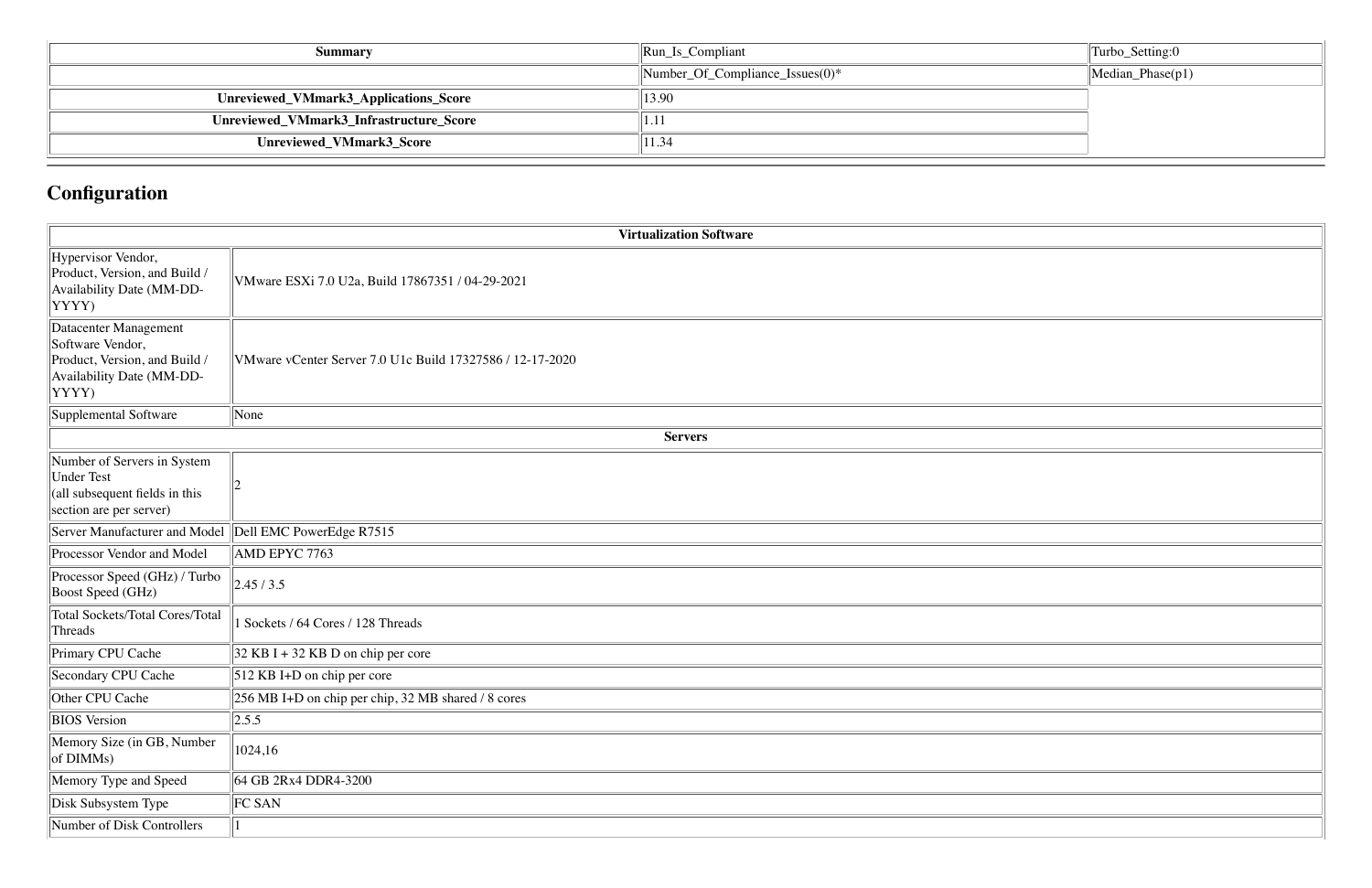| Summary | Run_Is_Compliant | Turbo_Setting:0 |
|---|---|---|
| | Number_Of_Compliance_Issues(0)* | Median_Phase(p1) |
| **Unreviewed_VMmark3_Applications_Score** | 13.90 | |
| **Unreviewed_VMmark3_Infrastructure_Score** | 1.11 | |
| **Unreviewed_VMmark3_Score** | 11.34 | |

## Configuration

| Virtualization Software | |
|---|---|
| Hypervisor Vendor, Product, Version, and Build / Availability Date (MM-DD-YYYY) | VMware ESXi 7.0 U2a, Build 17867351 / 04-29-2021 |
| Datacenter Management Software Vendor, Product, Version, and Build / Availability Date (MM-DD-YYYY) | VMware vCenter Server 7.0 U1c Build 17327586 / 12-17-2020 |
| Supplemental Software | None |
| **Servers** | |
| Number of Servers in System Under Test (all subsequent fields in this section are per server) | 2 |
| Server Manufacturer and Model | Dell EMC PowerEdge R7515 |
| Processor Vendor and Model | AMD EPYC 7763 |
| Processor Speed (GHz) / Turbo Boost Speed (GHz) | 2.45 / 3.5 |
| Total Sockets/Total Cores/Total Threads | 1 Sockets / 64 Cores / 128 Threads |
| Primary CPU Cache | 32 KB I + 32 KB D on chip per core |
| Secondary CPU Cache | 512 KB I+D on chip per core |
| Other CPU Cache | 256 MB I+D on chip per chip, 32 MB shared / 8 cores |
| BIOS Version | 2.5.5 |
| Memory Size (in GB, Number of DIMMs) | 1024,16 |
| Memory Type and Speed | 64 GB 2Rx4 DDR4-3200 |
| Disk Subsystem Type | FC SAN |
| Number of Disk Controllers | 1 |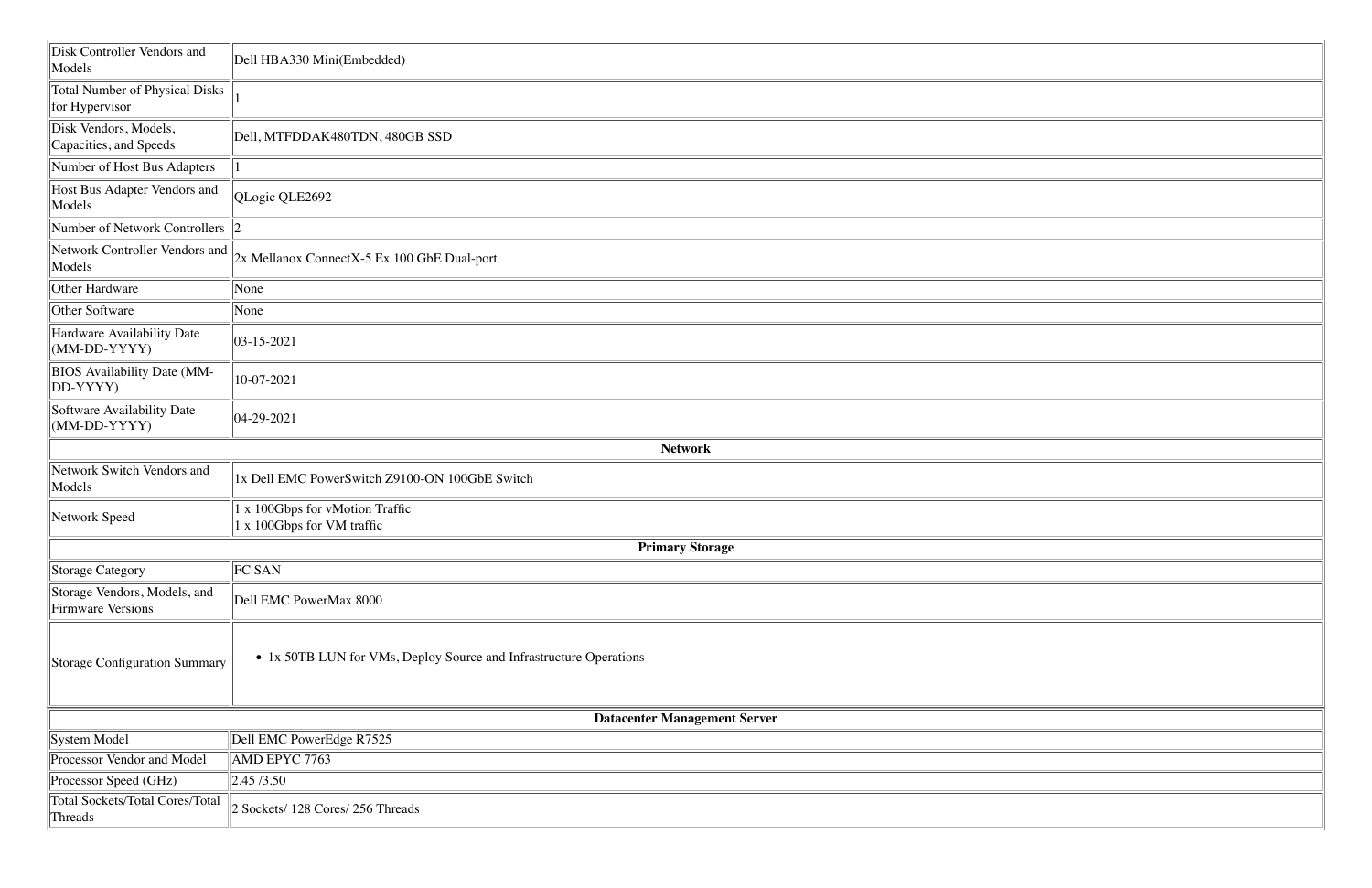| | |
|---|---|
| Disk Controller Vendors and Models | Dell HBA330 Mini(Embedded) |
| Total Number of Physical Disks for Hypervisor | 1 |
| Disk Vendors, Models, Capacities, and Speeds | Dell, MTFDDAK480TDN, 480GB SSD |
| Number of Host Bus Adapters | 1 |
| Host Bus Adapter Vendors and Models | QLogic QLE2692 |
| Number of Network Controllers | 2 |
| Network Controller Vendors and Models | 2x Mellanox ConnectX-5 Ex 100 GbE Dual-port |
| Other Hardware | None |
| Other Software | None |
| Hardware Availability Date (MM-DD-YYYY) | 03-15-2021 |
| BIOS Availability Date (MM-DD-YYYY) | 10-07-2021 |
| Software Availability Date (MM-DD-YYYY) | 04-29-2021 |
| **Network** | |
| Network Switch Vendors and Models | 1x Dell EMC PowerSwitch Z9100-ON 100GbE Switch |
| Network Speed | 1 x 100Gbps for vMotion Traffic<br>1 x 100Gbps for VM traffic |
| **Primary Storage** | |
| Storage Category | FC SAN |
| Storage Vendors, Models, and Firmware Versions | Dell EMC PowerMax 8000 |
| Storage Configuration Summary | • 1x 50TB LUN for VMs, Deploy Source and Infrastructure Operations |

| | |
|---|---|
| **Datacenter Management Server** | |
| System Model | Dell EMC PowerEdge R7525 |
| Processor Vendor and Model | AMD EPYC 7763 |
| Processor Speed (GHz) | 2.45 /3.50 |
| Total Sockets/Total Cores/Total Threads | 2 Sockets/ 128 Cores/ 256 Threads |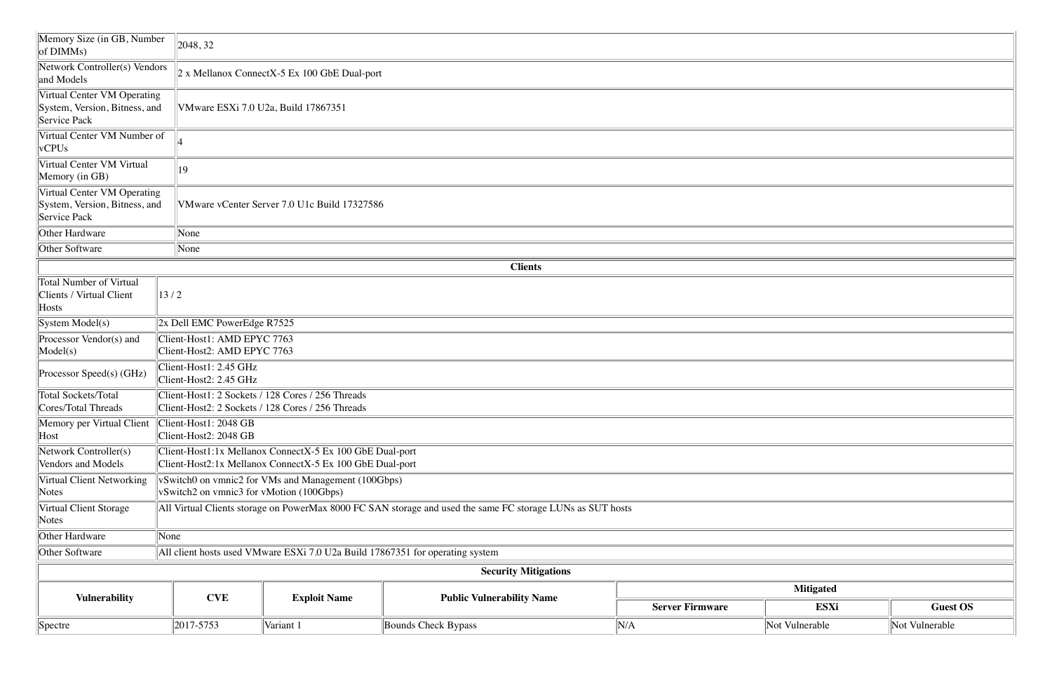| | |
|---|---|
| Memory Size (in GB, Number of DIMMs) | 2048, 32 |
| Network Controller(s) Vendors and Models | 2 x Mellanox ConnectX-5 Ex 100 GbE Dual-port |
| Virtual Center VM Operating System, Version, Bitness, and Service Pack | VMware ESXi 7.0 U2a, Build 17867351 |
| Virtual Center VM Number of vCPUs | 4 |
| Virtual Center VM Virtual Memory (in GB) | 19 |
| Virtual Center VM Operating System, Version, Bitness, and Service Pack | VMware vCenter Server 7.0 U1c Build 17327586 |
| Other Hardware | None |
| Other Software | None |

**Clients**

| | |
|---|---|
| Total Number of Virtual Clients / Virtual Client Hosts | 13 / 2 |
| System Model(s) | 2x Dell EMC PowerEdge R7525 |
| Processor Vendor(s) and Model(s) | Client-Host1: AMD EPYC 7763<br>Client-Host2: AMD EPYC 7763 |
| Processor Speed(s) (GHz) | Client-Host1: 2.45 GHz<br>Client-Host2: 2.45 GHz |
| Total Sockets/Total Cores/Total Threads | Client-Host1: 2 Sockets / 128 Cores / 256 Threads<br>Client-Host2: 2 Sockets / 128 Cores / 256 Threads |
| Memory per Virtual Client Host | Client-Host1: 2048 GB<br>Client-Host2: 2048 GB |
| Network Controller(s) Vendors and Models | Client-Host1:1x Mellanox ConnectX-5 Ex 100 GbE Dual-port<br>Client-Host2:1x Mellanox ConnectX-5 Ex 100 GbE Dual-port |
| Virtual Client Networking Notes | vSwitch0 on vmnic2 for VMs and Management (100Gbps)<br>vSwitch2 on vmnic3 for vMotion (100Gbps) |
| Virtual Client Storage Notes | All Virtual Clients storage on PowerMax 8000 FC SAN storage and used the same FC storage LUNs as SUT hosts |
| Other Hardware | None |
| Other Software | All client hosts used VMware ESXi 7.0 U2a Build 17867351 for operating system |

**Security Mitigations**

| Vulnerability | CVE | Exploit Name | Public Vulnerability Name | Mitigated | | |
|---|---|---|---|---|---|---|
| | | | | Server Firmware | ESXi | Guest OS |
| Spectre | 2017-5753 | Variant 1 | Bounds Check Bypass | N/A | Not Vulnerable | Not Vulnerable |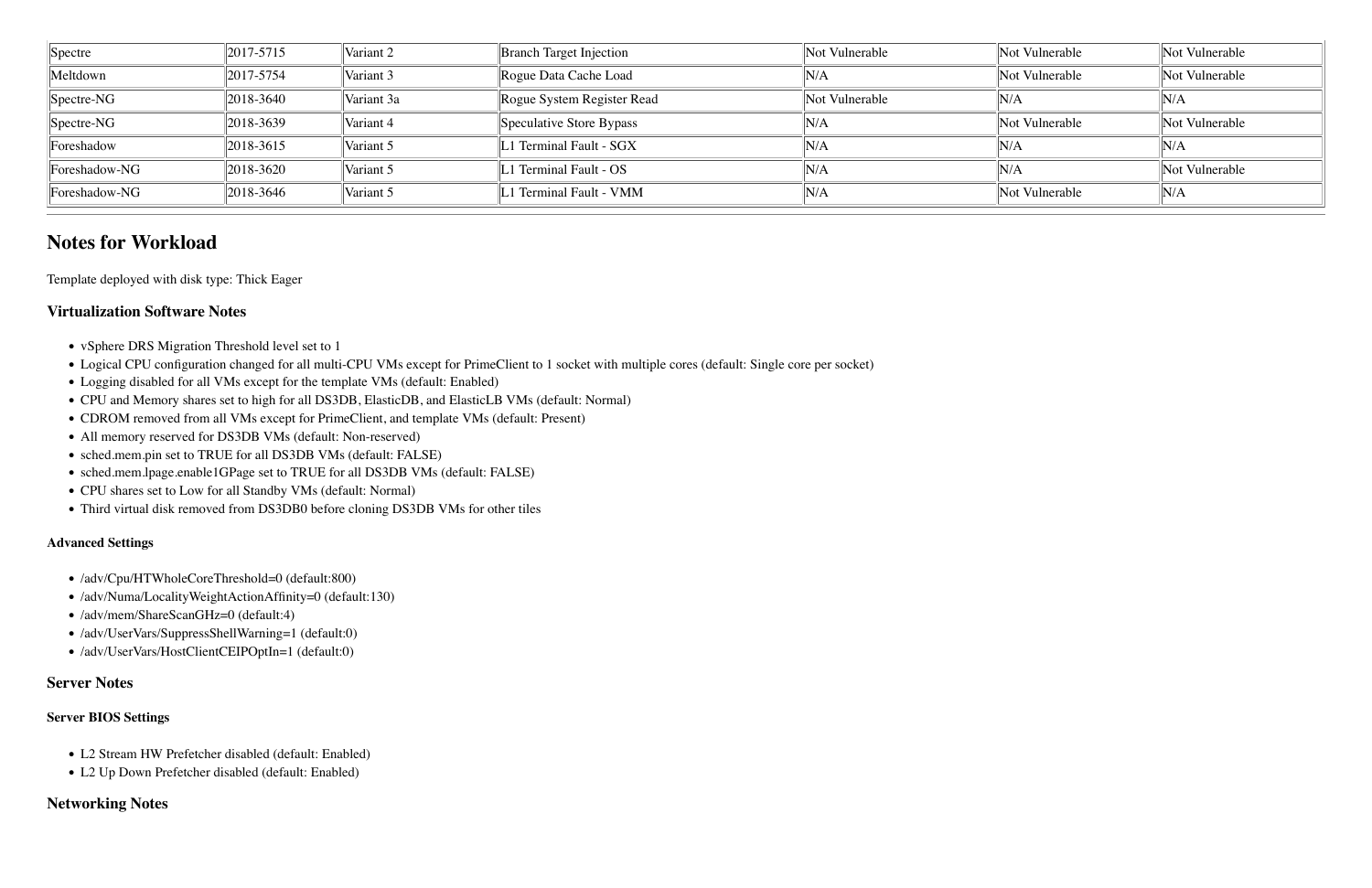| Spectre | 2017-5715 | Variant 2 | Branch Target Injection | Not Vulnerable | Not Vulnerable | Not Vulnerable |
|---|---|---|---|---|---|---|
| Meltdown | 2017-5754 | Variant 3 | Rogue Data Cache Load | N/A | Not Vulnerable | Not Vulnerable |
| Spectre-NG | 2018-3640 | Variant 3a | Rogue System Register Read | Not Vulnerable | N/A | N/A |
| Spectre-NG | 2018-3639 | Variant 4 | Speculative Store Bypass | N/A | Not Vulnerable | Not Vulnerable |
| Foreshadow | 2018-3615 | Variant 5 | L1 Terminal Fault - SGX | N/A | N/A | N/A |
| Foreshadow-NG | 2018-3620 | Variant 5 | L1 Terminal Fault - OS | N/A | N/A | Not Vulnerable |
| Foreshadow-NG | 2018-3646 | Variant 5 | L1 Terminal Fault - VMM | N/A | Not Vulnerable | N/A |

## Notes for Workload

Template deployed with disk type: Thick Eager

### Virtualization Software Notes

- vSphere DRS Migration Threshold level set to 1
- Logical CPU configuration changed for all multi-CPU VMs except for PrimeClient to 1 socket with multiple cores (default: Single core per socket)
- Logging disabled for all VMs except for the template VMs (default: Enabled)
- CPU and Memory shares set to high for all DS3DB, ElasticDB, and ElasticLB VMs (default: Normal)
- CDROM removed from all VMs except for PrimeClient, and template VMs (default: Present)
- All memory reserved for DS3DB VMs (default: Non-reserved)
- sched.mem.pin set to TRUE for all DS3DB VMs (default: FALSE)
- sched.mem.lpage.enable1GPage set to TRUE for all DS3DB VMs (default: FALSE)
- CPU shares set to Low for all Standby VMs (default: Normal)
- Third virtual disk removed from DS3DB0 before cloning DS3DB VMs for other tiles

#### Advanced Settings

- /adv/Cpu/HTWholeCoreThreshold=0 (default:800)
- /adv/Numa/LocalityWeightActionAffinity=0 (default:130)
- /adv/mem/ShareScanGHz=0 (default:4)
- /adv/UserVars/SuppressShellWarning=1 (default:0)
- /adv/UserVars/HostClientCEIPOptIn=1 (default:0)

### Server Notes

#### Server BIOS Settings

- L2 Stream HW Prefetcher disabled (default: Enabled)
- L2 Up Down Prefetcher disabled (default: Enabled)

### Networking Notes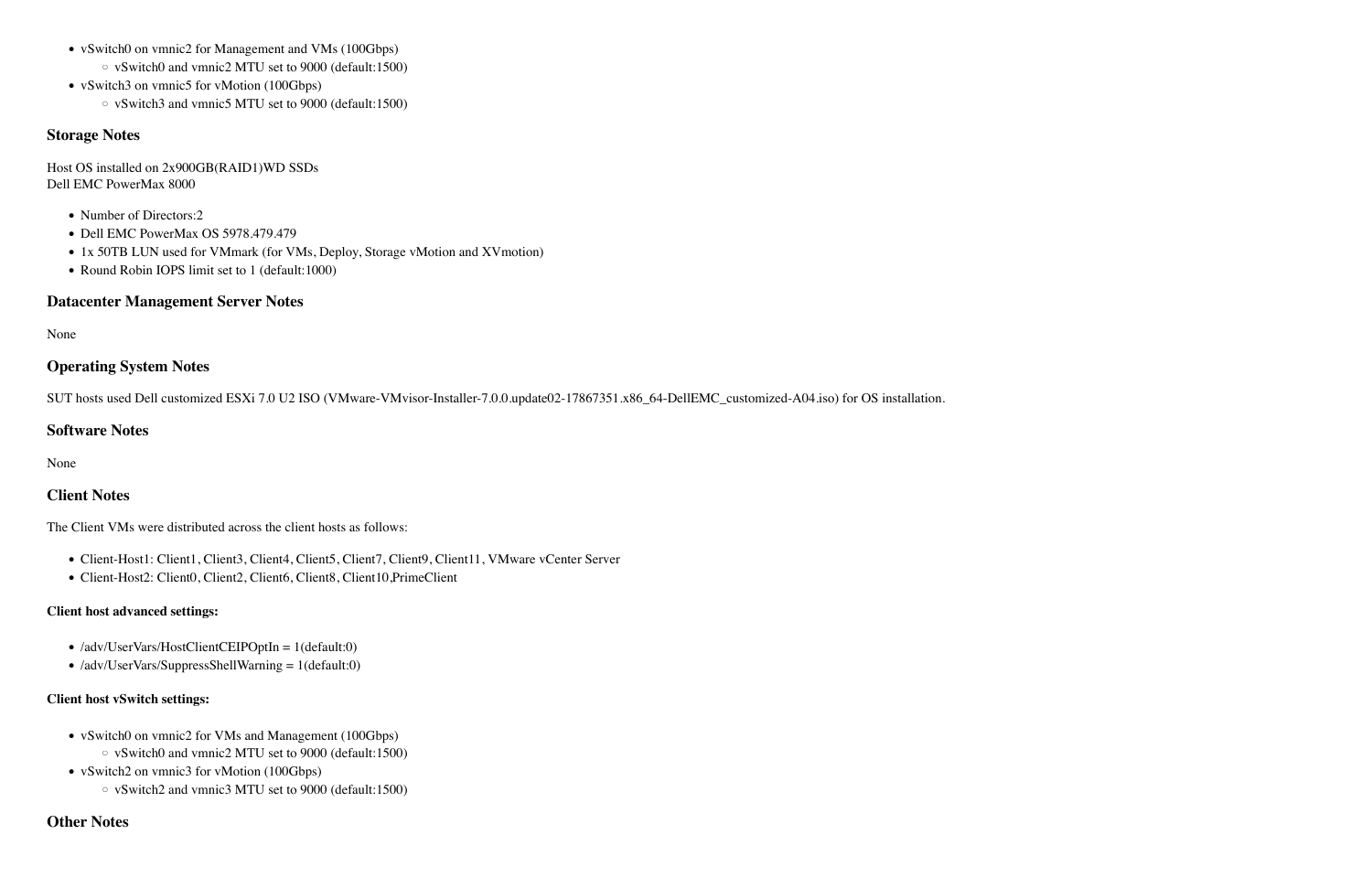- vSwitch0 on vmnic2 for Management and VMs (100Gbps)
  - vSwitch0 and vmnic2 MTU set to 9000 (default:1500)
- vSwitch3 on vmnic5 for vMotion (100Gbps)
  - vSwitch3 and vmnic5 MTU set to 9000 (default:1500)

### Storage Notes

Host OS installed on 2x900GB(RAID1)WD SSDs
Dell EMC PowerMax 8000

- Number of Directors:2
- Dell EMC PowerMax OS 5978.479.479
- 1x 50TB LUN used for VMmark (for VMs, Deploy, Storage vMotion and XVmotion)
- Round Robin IOPS limit set to 1 (default:1000)

### Datacenter Management Server Notes

None

### Operating System Notes

SUT hosts used Dell customized ESXi 7.0 U2 ISO (VMware-VMvisor-Installer-7.0.0.update02-17867351.x86_64-DellEMC_customized-A04.iso) for OS installation.

### Software Notes

None

### Client Notes

The Client VMs were distributed across the client hosts as follows:

- Client-Host1: Client1, Client3, Client4, Client5, Client7, Client9, Client11, VMware vCenter Server
- Client-Host2: Client0, Client2, Client6, Client8, Client10,PrimeClient

#### Client host advanced settings:

- /adv/UserVars/HostClientCEIPOptIn = 1(default:0)
- /adv/UserVars/SuppressShellWarning = 1(default:0)

#### Client host vSwitch settings:

- vSwitch0 on vmnic2 for VMs and Management (100Gbps)
  - vSwitch0 and vmnic2 MTU set to 9000 (default:1500)
- vSwitch2 on vmnic3 for vMotion (100Gbps)
  - vSwitch2 and vmnic3 MTU set to 9000 (default:1500)

### Other Notes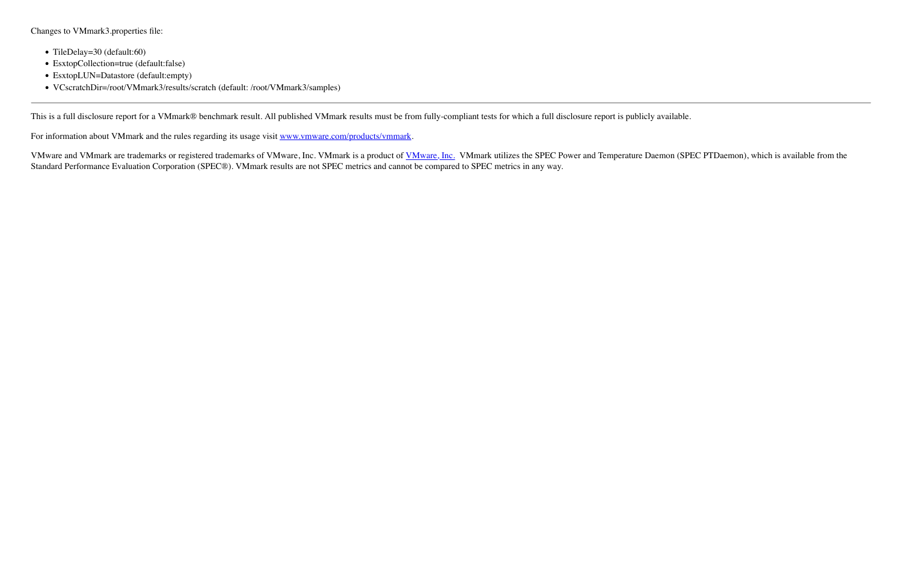Changes to VMmark3.properties file:

- TileDelay=30 (default:60)
- EsxtopCollection=true (default:false)
- EsxtopLUN=Datastore (default:empty)
- VCscratchDir=/root/VMmark3/results/scratch (default: /root/VMmark3/samples)

---

This is a full disclosure report for a VMmark® benchmark result. All published VMmark results must be from fully-compliant tests for which a full disclosure report is publicly available.

For information about VMmark and the rules regarding its usage visit [www.vmware.com/products/vmmark](www.vmware.com/products/vmmark).

VMware and VMmark are trademarks or registered trademarks of VMware, Inc. VMmark is a product of [VMware, Inc.](VMware, Inc.) VMmark utilizes the SPEC Power and Temperature Daemon (SPEC PTDaemon), which is available from the Standard Performance Evaluation Corporation (SPEC®). VMmark results are not SPEC metrics and cannot be compared to SPEC metrics in any way.